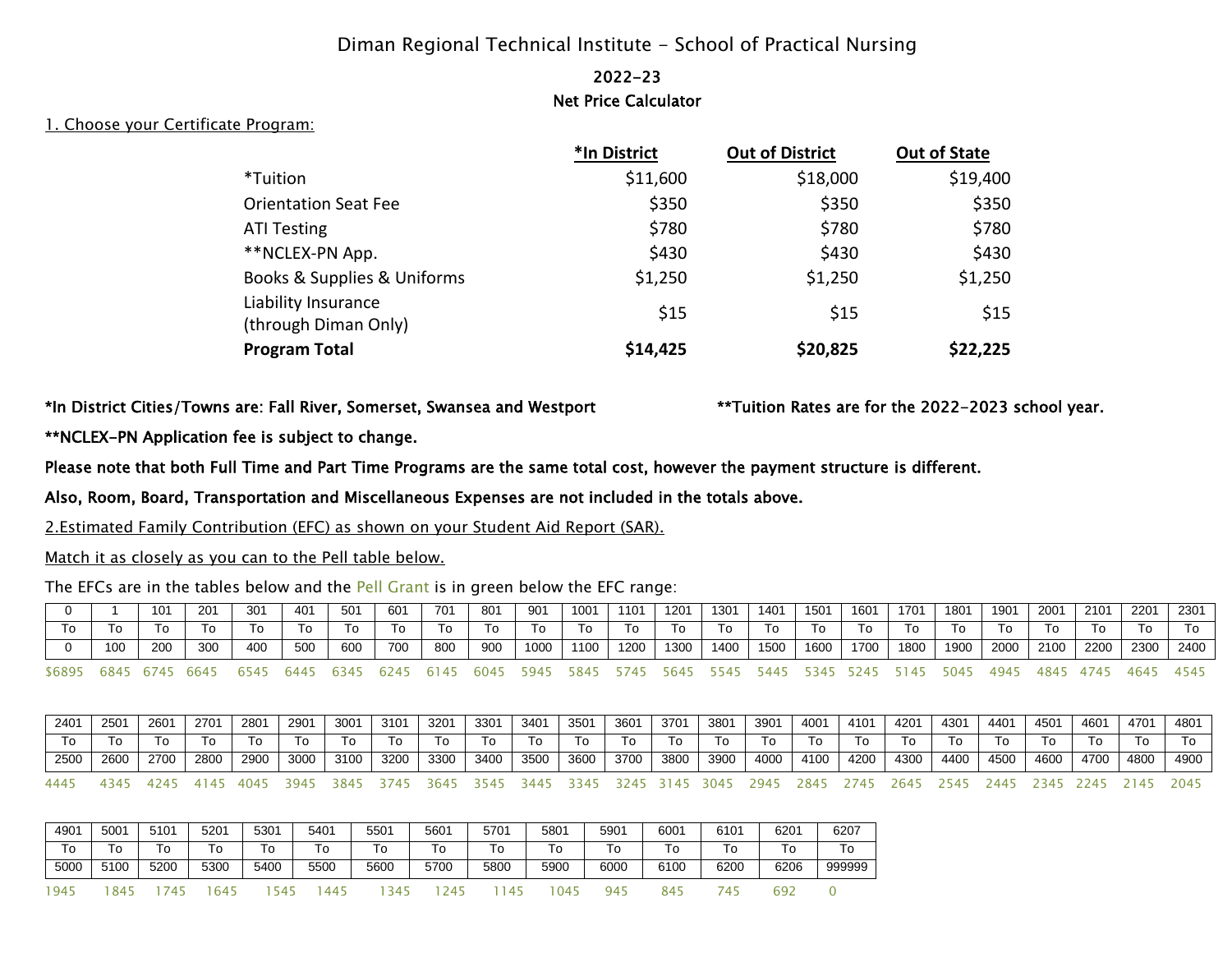# Diman Regional Technical Institute – School of Practical Nursing

## 2022-23

## Net Price Calculator

1. Choose your Certificate Program:

| | **\*In District** | **Out of District** | **Out of State** |
|---|---|---|---|
| \*Tuition | $11,600 | $18,000 | $19,400 |
| Orientation Seat Fee | $350 | $350 | $350 |
| ATI Testing | $780 | $780 | $780 |
| \*\*NCLEX-PN App. | $430 | $430 | $430 |
| Books & Supplies & Uniforms | $1,250 | $1,250 | $1,250 |
| Liability Insurance (through Diman Only) | $15 | $15 | $15 |
| **Program Total** | **$14,425** | **$20,825** | **$22,225** |

**\*In District Cities/Towns are: Fall River, Somerset, Swansea and Westport**

**\*\*Tuition Rates are for the 2022-2023 school year.**

**\*\*NCLEX-PN Application fee is subject to change.**

**Please note that both Full Time and Part Time Programs are the same total cost, however the payment structure is different.**

**Also, Room, Board, Transportation and Miscellaneous Expenses are not included in the totals above.**

2. Estimated Family Contribution (EFC) as shown on your Student Aid Report (SAR).

Match it as closely as you can to the Pell table below.

The EFCs are in the tables below and the Pell Grant is in green below the EFC range:

| 0 | 1 | 101 | 201 | 301 | 401 | 501 | 601 | 701 | 801 | 901 | 1001 | 1101 | 1201 | 1301 | 1401 | 1501 | 1601 | 1701 | 1801 | 1901 | 2001 | 2101 | 2201 | 2301 |
|---|---|---|---|---|---|---|---|---|---|---|---|---|---|---|---|---|---|---|---|---|---|---|---|---|
| To | To | To | To | To | To | To | To | To | To | To | To | To | To | To | To | To | To | To | To | To | To | To | To | To |
| 0 | 100 | 200 | 300 | 400 | 500 | 600 | 700 | 800 | 900 | 1000 | 1100 | 1200 | 1300 | 1400 | 1500 | 1600 | 1700 | 1800 | 1900 | 2000 | 2100 | 2200 | 2300 | 2400 |
| $6895 | 6845 | 6745 | 6645 | 6545 | 6445 | 6345 | 6245 | 6145 | 6045 | 5945 | 5845 | 5745 | 5645 | 5545 | 5445 | 5345 | 5245 | 5145 | 5045 | 4945 | 4845 | 4745 | 4645 | 4545 |

| 2401 | 2501 | 2601 | 2701 | 2801 | 2901 | 3001 | 3101 | 3201 | 3301 | 3401 | 3501 | 3601 | 3701 | 3801 | 3901 | 4001 | 4101 | 4201 | 4301 | 4401 | 4501 | 4601 | 4701 | 4801 |
|---|---|---|---|---|---|---|---|---|---|---|---|---|---|---|---|---|---|---|---|---|---|---|---|---|
| To | To | To | To | To | To | To | To | To | To | To | To | To | To | To | To | To | To | To | To | To | To | To | To | To |
| 2500 | 2600 | 2700 | 2800 | 2900 | 3000 | 3100 | 3200 | 3300 | 3400 | 3500 | 3600 | 3700 | 3800 | 3900 | 4000 | 4100 | 4200 | 4300 | 4400 | 4500 | 4600 | 4700 | 4800 | 4900 |
| 4445 | 4345 | 4245 | 4145 | 4045 | 3945 | 3845 | 3745 | 3645 | 3545 | 3445 | 3345 | 3245 | 3145 | 3045 | 2945 | 2845 | 2745 | 2645 | 2545 | 2445 | 2345 | 2245 | 2145 | 2045 |

| 4901 | 5001 | 5101 | 5201 | 5301 | 5401 | 5501 | 5601 | 5701 | 5801 | 5901 | 6001 | 6101 | 6201 | 6207 |
|---|---|---|---|---|---|---|---|---|---|---|---|---|---|---|
| To | To | To | To | To | To | To | To | To | To | To | To | To | To | To |
| 5000 | 5100 | 5200 | 5300 | 5400 | 5500 | 5600 | 5700 | 5800 | 5900 | 6000 | 6100 | 6200 | 6206 | 999999 |
| 1945 | 1845 | 1745 | 1645 | 1545 | 1445 | 1345 | 1245 | 1145 | 1045 | 945 | 845 | 745 | 692 | 0 |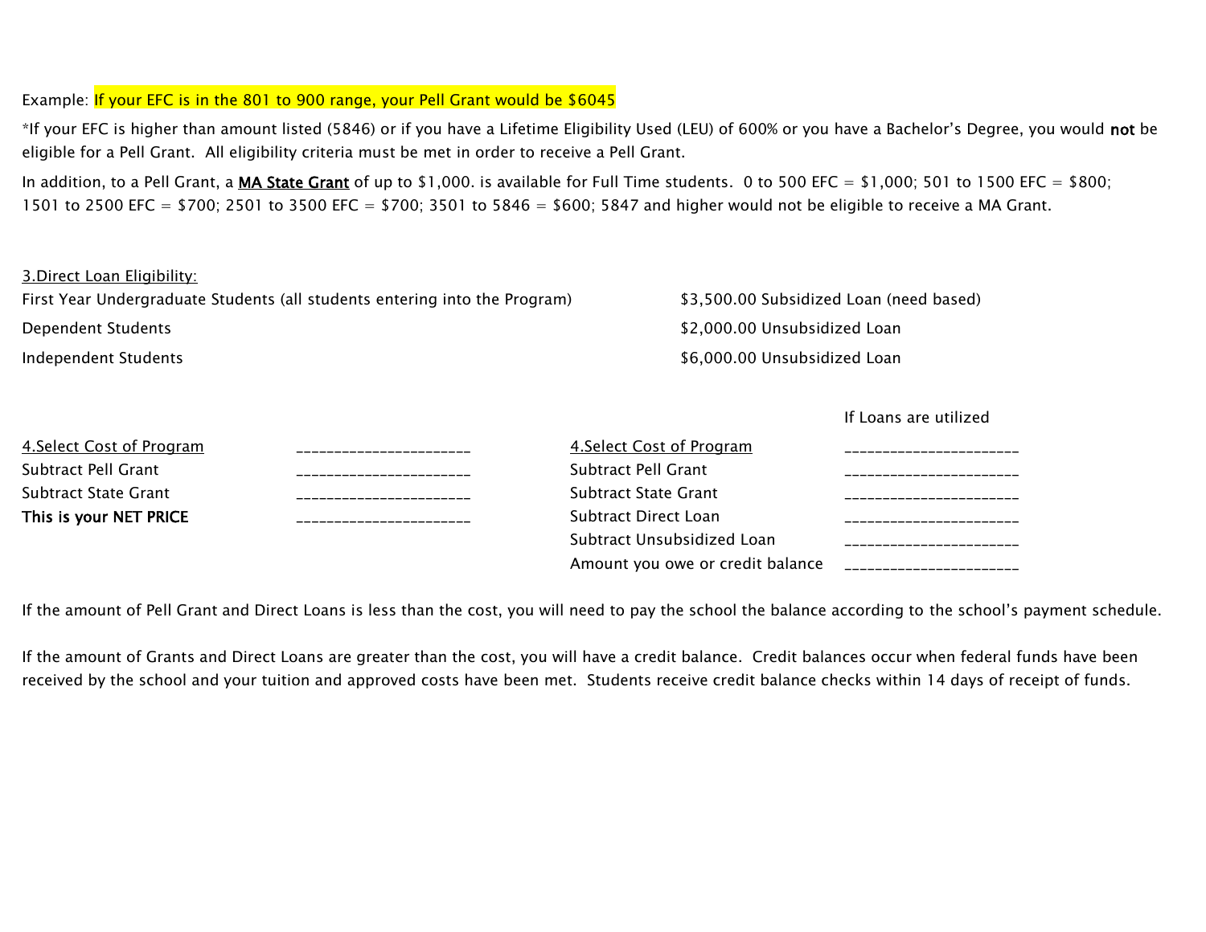Example: If your EFC is in the 801 to 900 range, your Pell Grant would be $6045

*If your EFC is higher than amount listed (5846) or if you have a Lifetime Eligibility Used (LEU) of 600% or you have a Bachelor's Degree, you would **not** be eligible for a Pell Grant. All eligibility criteria must be met in order to receive a Pell Grant.

In addition, to a Pell Grant, a **MA State Grant** of up to $1,000. is available for Full Time students. 0 to 500 EFC = $1,000; 501 to 1500 EFC = $800; 1501 to 2500 EFC = $700; 2501 to 3500 EFC = $700; 3501 to 5846 = $600; 5847 and higher would not be eligible to receive a MA Grant.

3.Direct Loan Eligibility:

| | |
|---|---|
| First Year Undergraduate Students (all students entering into the Program) | $3,500.00 Subsidized Loan (need based) |
| Dependent Students | $2,000.00 Unsubsidized Loan |
| Independent Students | $6,000.00 Unsubsidized Loan |

| | |
|---|---|
| 4.Select Cost of Program | ______________________ |
| Subtract Pell Grant | ______________________ |
| Subtract State Grant | ______________________ |
| **This is your NET PRICE** | ______________________ |

If Loans are utilized

| | |
|---|---|
| 4.Select Cost of Program | ______________________ |
| Subtract Pell Grant | ______________________ |
| Subtract State Grant | ______________________ |
| Subtract Direct Loan | ______________________ |
| Subtract Unsubsidized Loan | ______________________ |
| Amount you owe or credit balance | ______________________ |

If the amount of Pell Grant and Direct Loans is less than the cost, you will need to pay the school the balance according to the school's payment schedule.

If the amount of Grants and Direct Loans are greater than the cost, you will have a credit balance. Credit balances occur when federal funds have been received by the school and your tuition and approved costs have been met. Students receive credit balance checks within 14 days of receipt of funds.